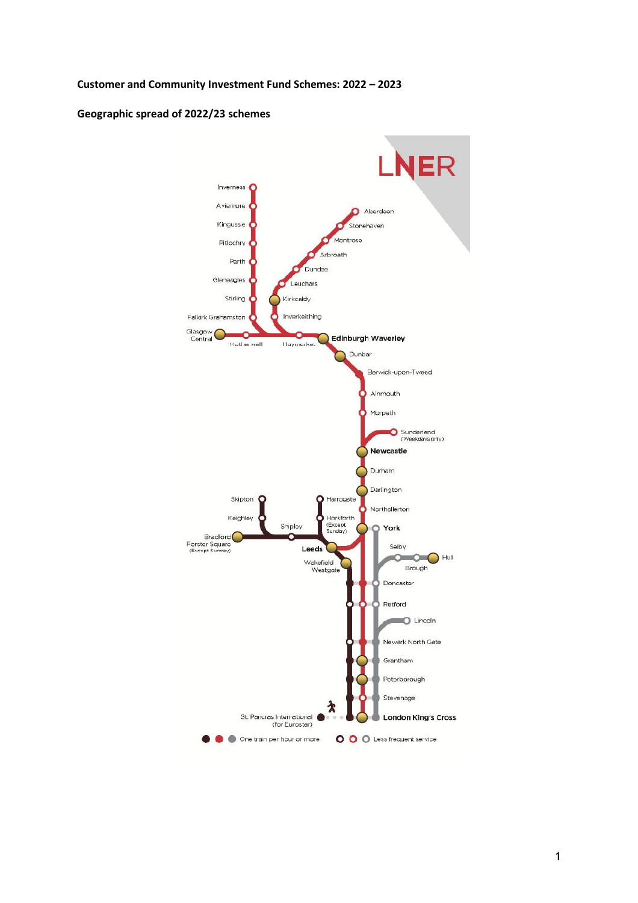**Customer and Community Investment Fund Schemes: 2022 – 2023**

**Geographic spread of 2022/23 schemes**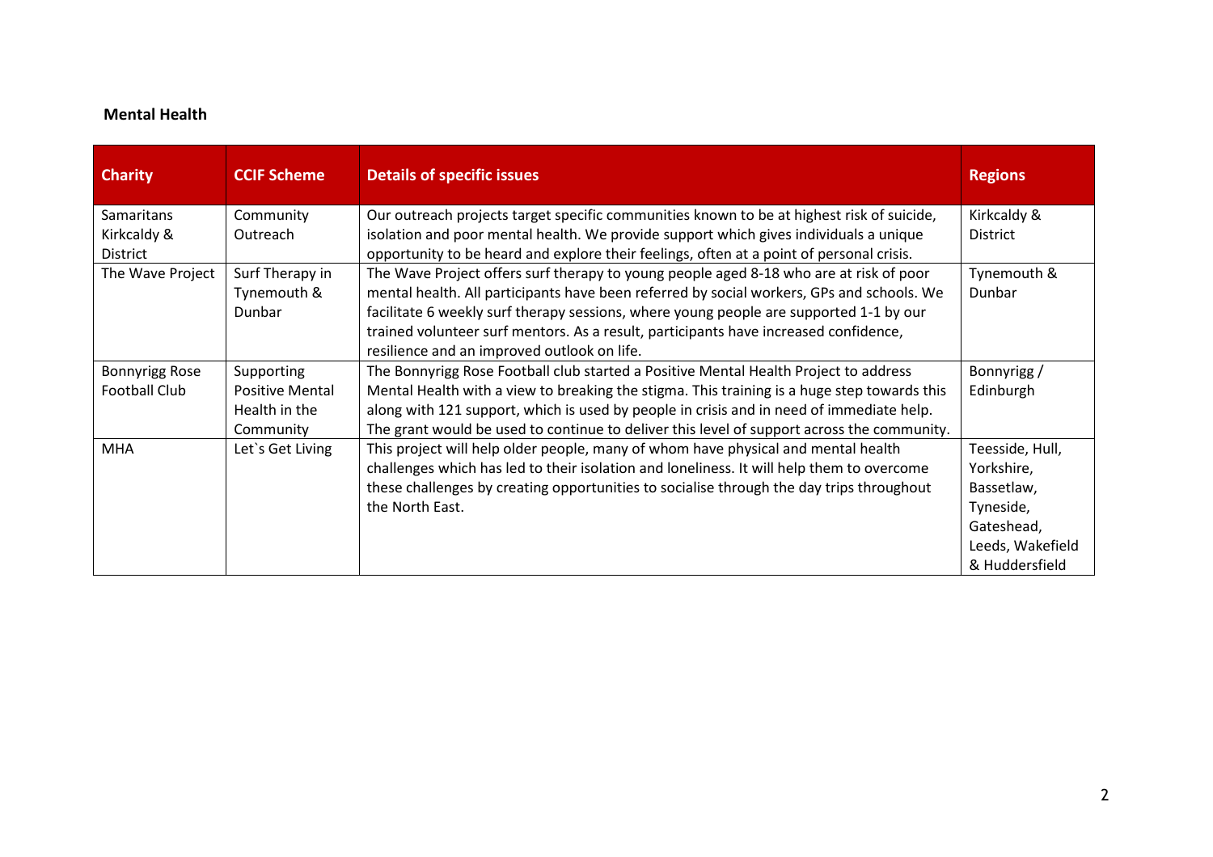**Mental Health**

| Charity | CCIF Scheme | Details of specific issues | Regions |
|---|---|---|---|
| Samaritans Kirkcaldy & District | Community Outreach | Our outreach projects target specific communities known to be at highest risk of suicide, isolation and poor mental health. We provide support which gives individuals a unique opportunity to be heard and explore their feelings, often at a point of personal crisis. | Kirkcaldy & District |
| The Wave Project | Surf Therapy in Tynemouth & Dunbar | The Wave Project offers surf therapy to young people aged 8-18 who are at risk of poor mental health. All participants have been referred by social workers, GPs and schools. We facilitate 6 weekly surf therapy sessions, where young people are supported 1-1 by our trained volunteer surf mentors. As a result, participants have increased confidence, resilience and an improved outlook on life. | Tynemouth & Dunbar |
| Bonnyrigg Rose Football Club | Supporting Positive Mental Health in the Community | The Bonnyrigg Rose Football club started a Positive Mental Health Project to address Mental Health with a view to breaking the stigma. This training is a huge step towards this along with 121 support, which is used by people in crisis and in need of immediate help. The grant would be used to continue to deliver this level of support across the community. | Bonnyrigg / Edinburgh |
| MHA | Let`s Get Living | This project will help older people, many of whom have physical and mental health challenges which has led to their isolation and loneliness. It will help them to overcome these challenges by creating opportunities to socialise through the day trips throughout the North East. | Teesside, Hull, Yorkshire, Bassetlaw, Tyneside, Gateshead, Leeds, Wakefield & Huddersfield |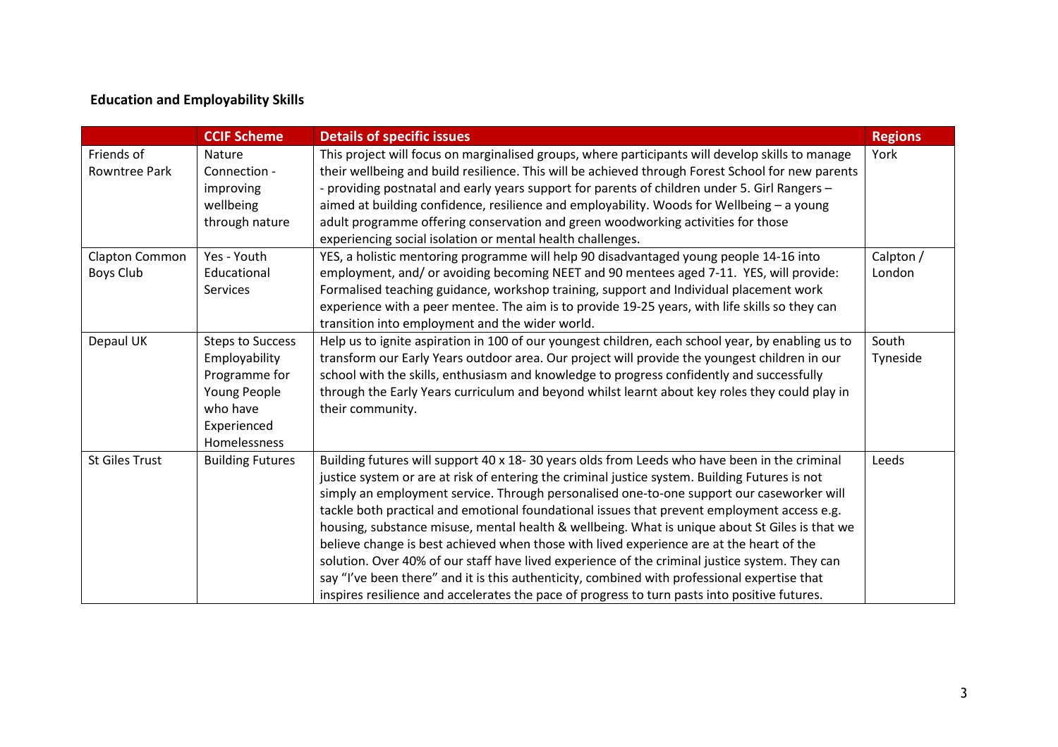**Education and Employability Skills**

| | CCIF Scheme | Details of specific issues | Regions |
|---|---|---|---|
| Friends of Rowntree Park | Nature Connection - improving wellbeing through nature | This project will focus on marginalised groups, where participants will develop skills to manage their wellbeing and build resilience. This will be achieved through Forest School for new parents - providing postnatal and early years support for parents of children under 5. Girl Rangers – aimed at building confidence, resilience and employability. Woods for Wellbeing – a young adult programme offering conservation and green woodworking activities for those experiencing social isolation or mental health challenges. | York |
| Clapton Common Boys Club | Yes - Youth Educational Services | YES, a holistic mentoring programme will help 90 disadvantaged young people 14-16 into employment, and/ or avoiding becoming NEET and 90 mentees aged 7-11. YES, will provide: Formalised teaching guidance, workshop training, support and Individual placement work experience with a peer mentee. The aim is to provide 19-25 years, with life skills so they can transition into employment and the wider world. | Calpton / London |
| Depaul UK | Steps to Success Employability Programme for Young People who have Experienced Homelessness | Help us to ignite aspiration in 100 of our youngest children, each school year, by enabling us to transform our Early Years outdoor area. Our project will provide the youngest children in our school with the skills, enthusiasm and knowledge to progress confidently and successfully through the Early Years curriculum and beyond whilst learnt about key roles they could play in their community. | South Tyneside |
| St Giles Trust | Building Futures | Building futures will support 40 x 18- 30 years olds from Leeds who have been in the criminal justice system or are at risk of entering the criminal justice system. Building Futures is not simply an employment service. Through personalised one-to-one support our caseworker will tackle both practical and emotional foundational issues that prevent employment access e.g. housing, substance misuse, mental health & wellbeing. What is unique about St Giles is that we believe change is best achieved when those with lived experience are at the heart of the solution. Over 40% of our staff have lived experience of the criminal justice system. They can say "I've been there" and it is this authenticity, combined with professional expertise that inspires resilience and accelerates the pace of progress to turn pasts into positive futures. | Leeds |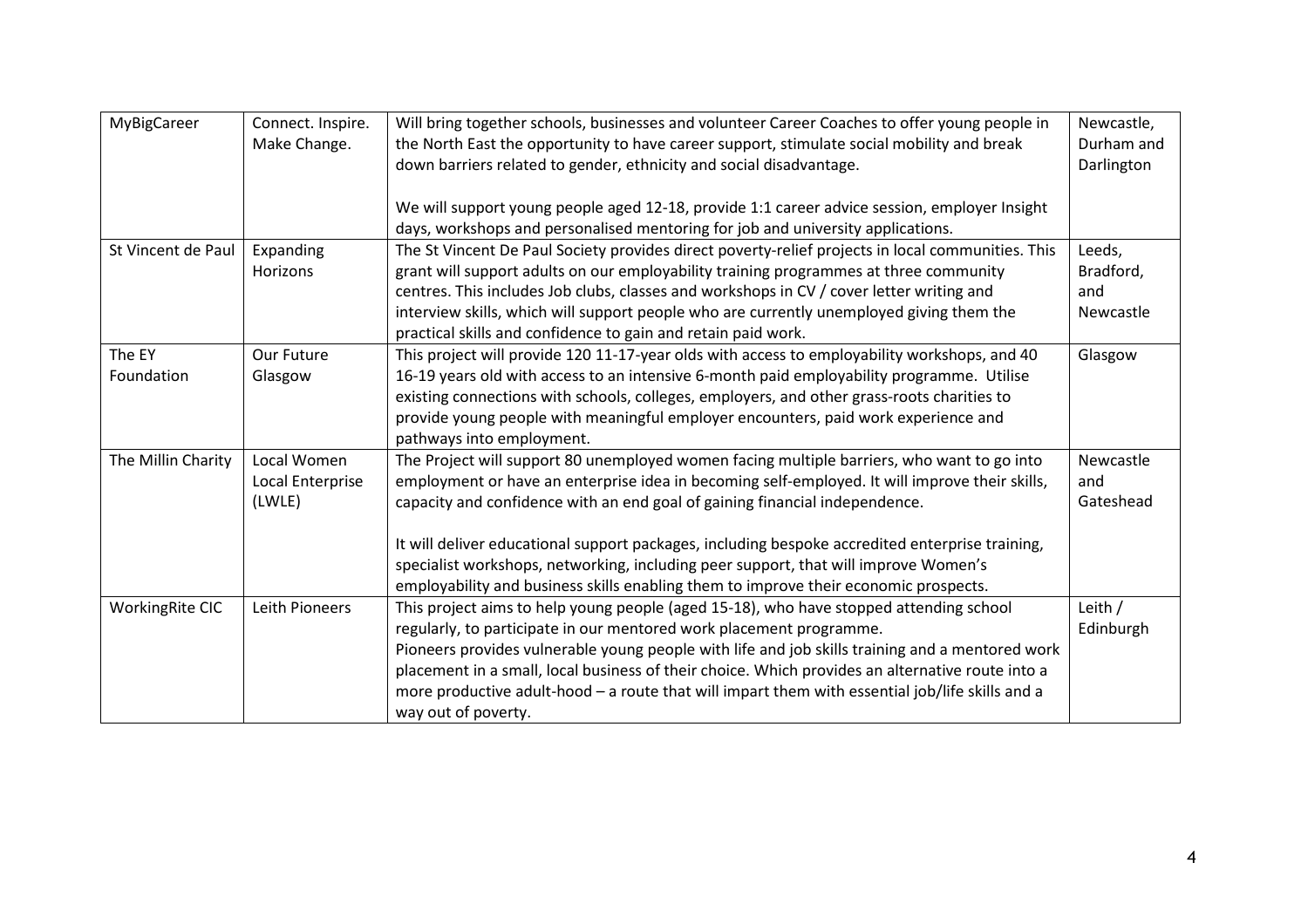| MyBigCareer | Connect. Inspire. Make Change. | Will bring together schools, businesses and volunteer Career Coaches to offer young people in the North East the opportunity to have career support, stimulate social mobility and break down barriers related to gender, ethnicity and social disadvantage.<br><br>We will support young people aged 12-18, provide 1:1 career advice session, employer Insight days, workshops and personalised mentoring for job and university applications. | Newcastle, Durham and Darlington |
|---|---|---|---|
| St Vincent de Paul | Expanding Horizons | The St Vincent De Paul Society provides direct poverty-relief projects in local communities. This grant will support adults on our employability training programmes at three community centres. This includes Job clubs, classes and workshops in CV / cover letter writing and interview skills, which will support people who are currently unemployed giving them the practical skills and confidence to gain and retain paid work. | Leeds, Bradford, and Newcastle |
| The EY Foundation | Our Future Glasgow | This project will provide 120 11-17-year olds with access to employability workshops, and 40 16-19 years old with access to an intensive 6-month paid employability programme. Utilise existing connections with schools, colleges, employers, and other grass-roots charities to provide young people with meaningful employer encounters, paid work experience and pathways into employment. | Glasgow |
| The Millin Charity | Local Women Local Enterprise (LWLE) | The Project will support 80 unemployed women facing multiple barriers, who want to go into employment or have an enterprise idea in becoming self-employed. It will improve their skills, capacity and confidence with an end goal of gaining financial independence.<br><br>It will deliver educational support packages, including bespoke accredited enterprise training, specialist workshops, networking, including peer support, that will improve Women's employability and business skills enabling them to improve their economic prospects. | Newcastle and Gateshead |
| WorkingRite CIC | Leith Pioneers | This project aims to help young people (aged 15-18), who have stopped attending school regularly, to participate in our mentored work placement programme.<br>Pioneers provides vulnerable young people with life and job skills training and a mentored work placement in a small, local business of their choice. Which provides an alternative route into a more productive adult-hood – a route that will impart them with essential job/life skills and a way out of poverty. | Leith / Edinburgh |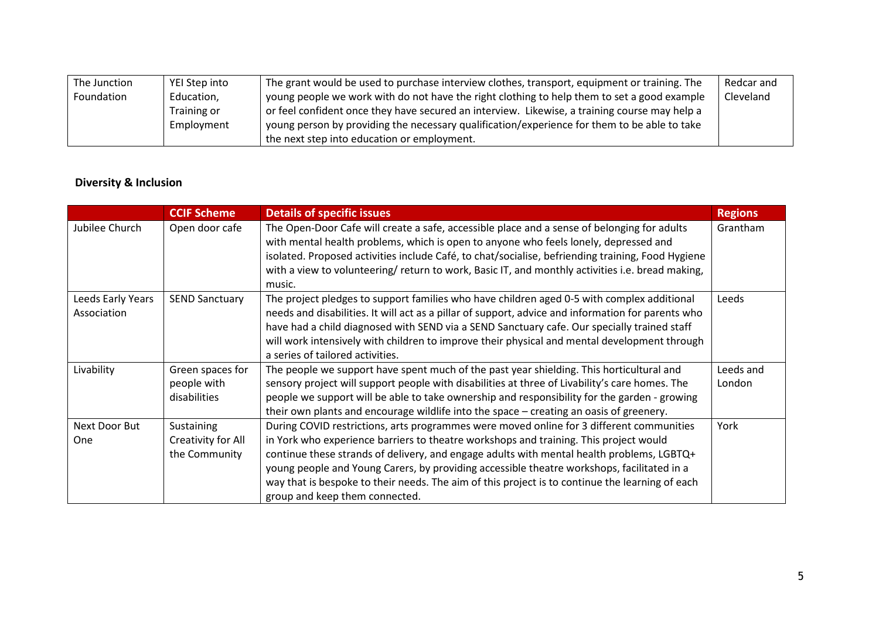| The Junction Foundation | YEI Step into Education, Training or Employment | The grant would be used to purchase interview clothes, transport, equipment or training. The young people we work with do not have the right clothing to help them to set a good example or feel confident once they have secured an interview. Likewise, a training course may help a young person by providing the necessary qualification/experience for them to be able to take the next step into education or employment. | Redcar and Cleveland |
|---|---|---|---|

**Diversity & Inclusion**

| | CCIF Scheme | Details of specific issues | Regions |
|---|---|---|---|
| Jubilee Church | Open door cafe | The Open-Door Cafe will create a safe, accessible place and a sense of belonging for adults with mental health problems, which is open to anyone who feels lonely, depressed and isolated. Proposed activities include Café, to chat/socialise, befriending training, Food Hygiene with a view to volunteering/ return to work, Basic IT, and monthly activities i.e. bread making, music. | Grantham |
| Leeds Early Years Association | SEND Sanctuary | The project pledges to support families who have children aged 0-5 with complex additional needs and disabilities. It will act as a pillar of support, advice and information for parents who have had a child diagnosed with SEND via a SEND Sanctuary cafe. Our specially trained staff will work intensively with children to improve their physical and mental development through a series of tailored activities. | Leeds |
| Livability | Green spaces for people with disabilities | The people we support have spent much of the past year shielding. This horticultural and sensory project will support people with disabilities at three of Livability's care homes. The people we support will be able to take ownership and responsibility for the garden - growing their own plants and encourage wildlife into the space – creating an oasis of greenery. | Leeds and London |
| Next Door But One | Sustaining Creativity for All the Community | During COVID restrictions, arts programmes were moved online for 3 different communities in York who experience barriers to theatre workshops and training. This project would continue these strands of delivery, and engage adults with mental health problems, LGBTQ+ young people and Young Carers, by providing accessible theatre workshops, facilitated in a way that is bespoke to their needs. The aim of this project is to continue the learning of each group and keep them connected. | York |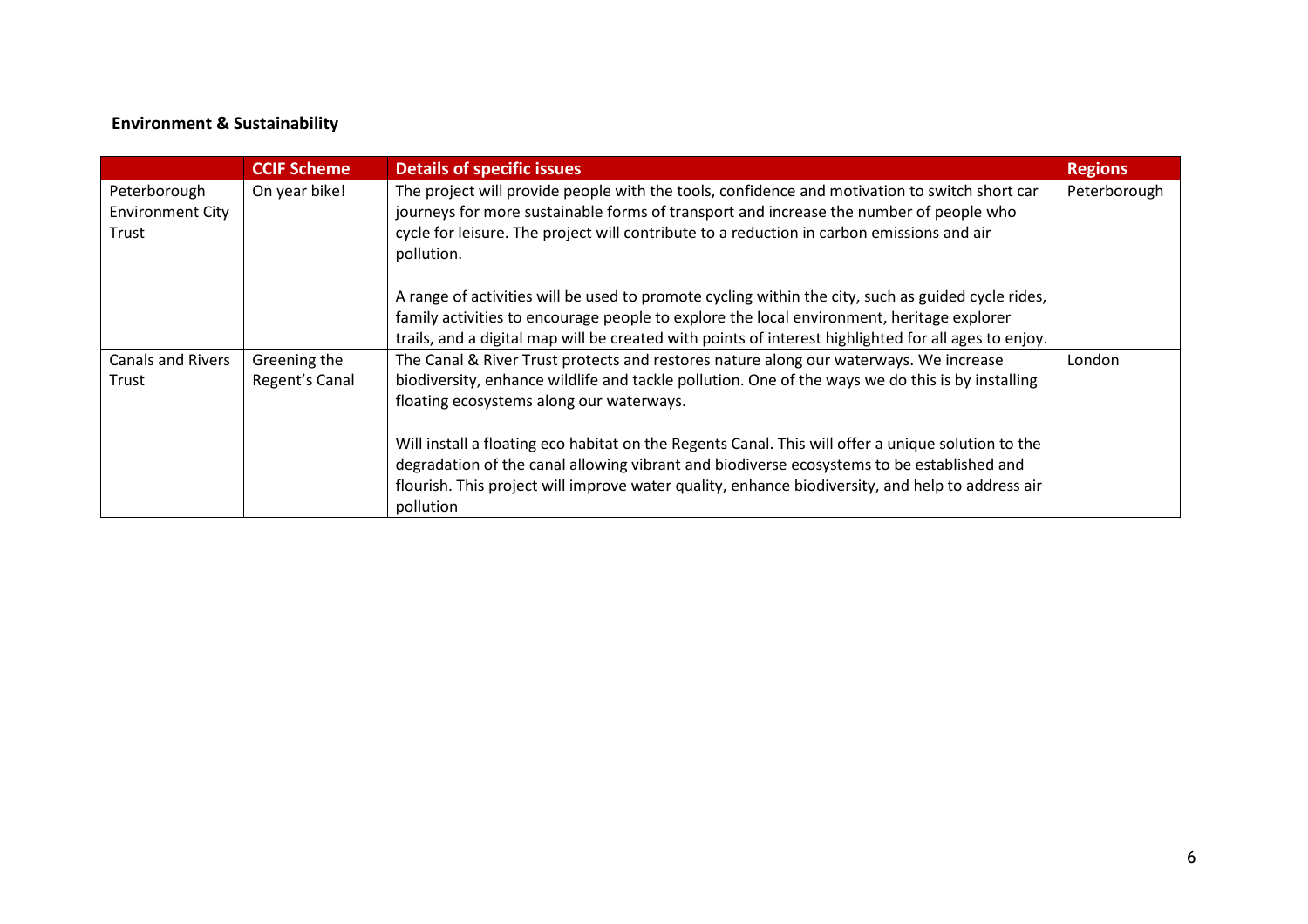## Environment & Sustainability

| | CCIF Scheme | Details of specific issues | Regions |
|---|---|---|---|
| Peterborough Environment City Trust | On year bike! | The project will provide people with the tools, confidence and motivation to switch short car journeys for more sustainable forms of transport and increase the number of people who cycle for leisure. The project will contribute to a reduction in carbon emissions and air pollution.<br><br>A range of activities will be used to promote cycling within the city, such as guided cycle rides, family activities to encourage people to explore the local environment, heritage explorer trails, and a digital map will be created with points of interest highlighted for all ages to enjoy. | Peterborough |
| Canals and Rivers Trust | Greening the Regent's Canal | The Canal & River Trust protects and restores nature along our waterways. We increase biodiversity, enhance wildlife and tackle pollution. One of the ways we do this is by installing floating ecosystems along our waterways.<br><br>Will install a floating eco habitat on the Regents Canal. This will offer a unique solution to the degradation of the canal allowing vibrant and biodiverse ecosystems to be established and flourish. This project will improve water quality, enhance biodiversity, and help to address air pollution | London |